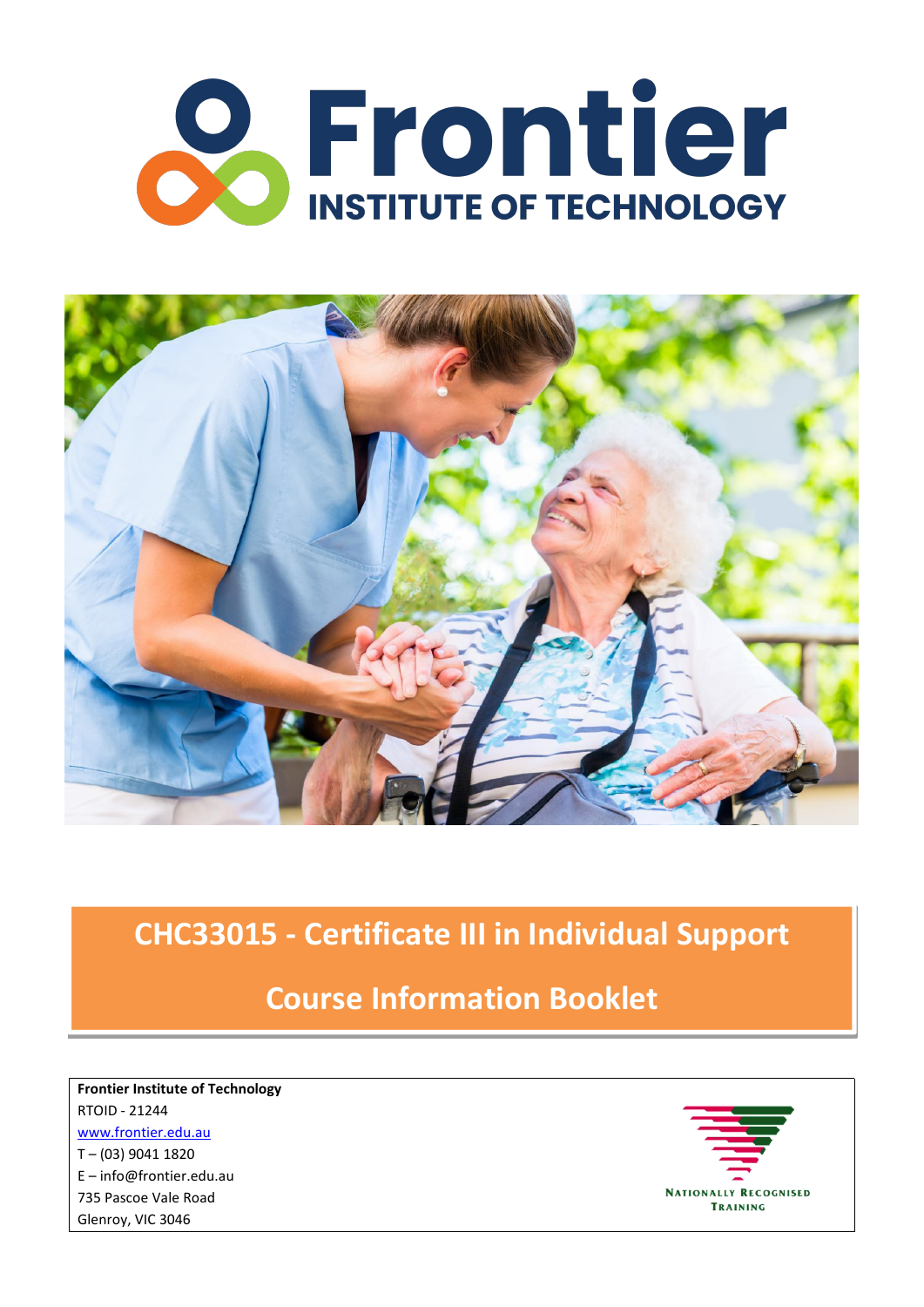# Frontier INSTITUTE OF TECHNOLOGY

## CHC33015 - Certificate III in Individual Support

## Course Information Booklet

**Frontier Institute of Technology**
RTOID - 21244
www.frontier.edu.au
T – (03) 9041 1820
E – info@frontier.edu.au
735 Pascoe Vale Road
Glenroy, VIC 3046

NATIONALLY RECOGNISED TRAINING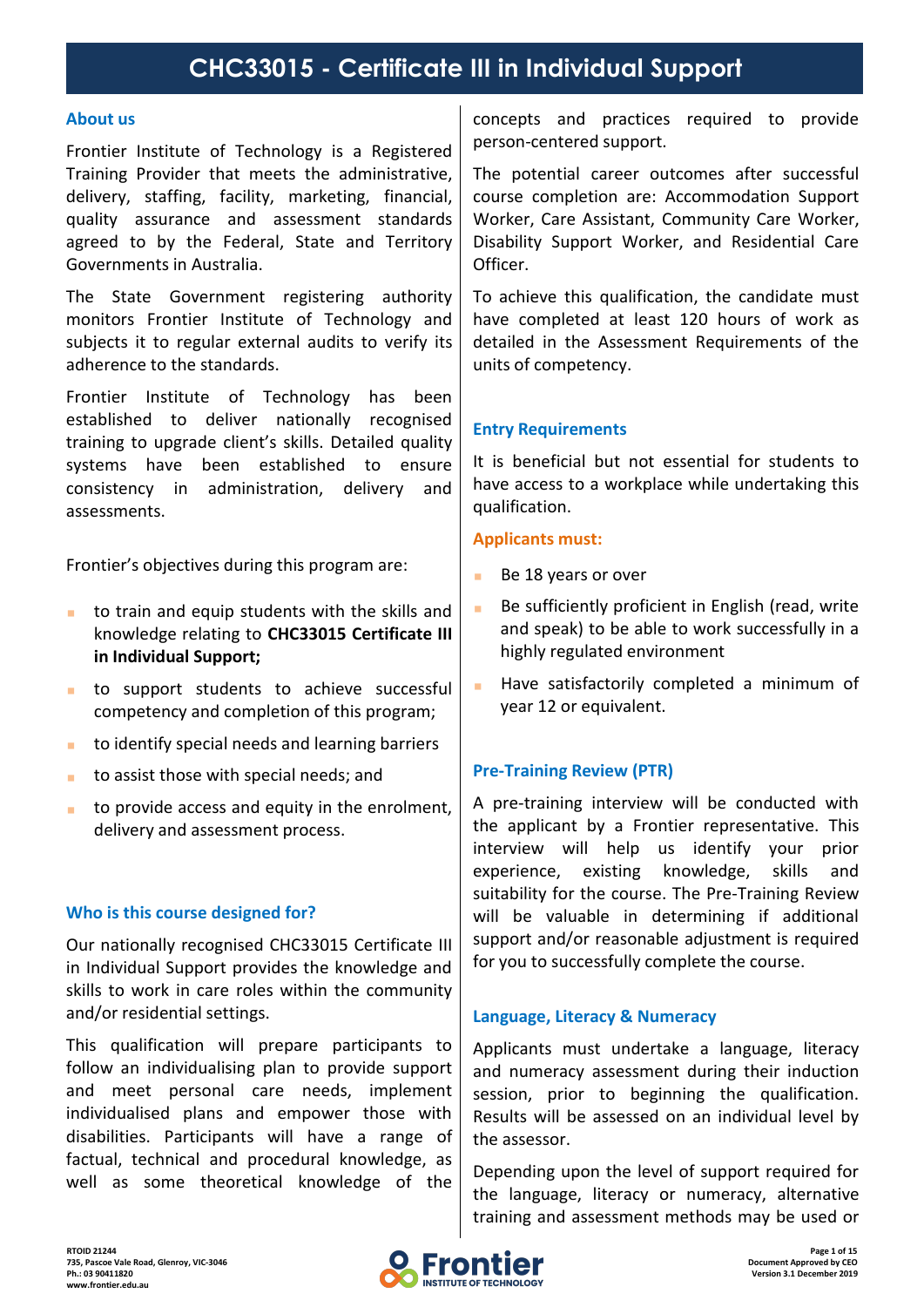# CHC33015 - Certificate III in Individual Support

## About us

Frontier Institute of Technology is a Registered Training Provider that meets the administrative, delivery, staffing, facility, marketing, financial, quality assurance and assessment standards agreed to by the Federal, State and Territory Governments in Australia.

The State Government registering authority monitors Frontier Institute of Technology and subjects it to regular external audits to verify its adherence to the standards.

Frontier Institute of Technology has been established to deliver nationally recognised training to upgrade client's skills. Detailed quality systems have been established to ensure consistency in administration, delivery and assessments.

Frontier's objectives during this program are:

- to train and equip students with the skills and knowledge relating to **CHC33015 Certificate III in Individual Support;**
- to support students to achieve successful competency and completion of this program;
- to identify special needs and learning barriers
- to assist those with special needs; and
- to provide access and equity in the enrolment, delivery and assessment process.

## Who is this course designed for?

Our nationally recognised CHC33015 Certificate III in Individual Support provides the knowledge and skills to work in care roles within the community and/or residential settings.

This qualification will prepare participants to follow an individualising plan to provide support and meet personal care needs, implement individualised plans and empower those with disabilities. Participants will have a range of factual, technical and procedural knowledge, as well as some theoretical knowledge of the concepts and practices required to provide person-centered support.

The potential career outcomes after successful course completion are: Accommodation Support Worker, Care Assistant, Community Care Worker, Disability Support Worker, and Residential Care Officer.

To achieve this qualification, the candidate must have completed at least 120 hours of work as detailed in the Assessment Requirements of the units of competency.

## Entry Requirements

It is beneficial but not essential for students to have access to a workplace while undertaking this qualification.

### Applicants must:

- Be 18 years or over
- Be sufficiently proficient in English (read, write and speak) to be able to work successfully in a highly regulated environment
- Have satisfactorily completed a minimum of year 12 or equivalent.

## Pre-Training Review (PTR)

A pre-training interview will be conducted with the applicant by a Frontier representative. This interview will help us identify your prior experience, existing knowledge, skills and suitability for the course. The Pre-Training Review will be valuable in determining if additional support and/or reasonable adjustment is required for you to successfully complete the course.

## Language, Literacy & Numeracy

Applicants must undertake a language, literacy and numeracy assessment during their induction session, prior to beginning the qualification. Results will be assessed on an individual level by the assessor.

Depending upon the level of support required for the language, literacy or numeracy, alternative training and assessment methods may be used or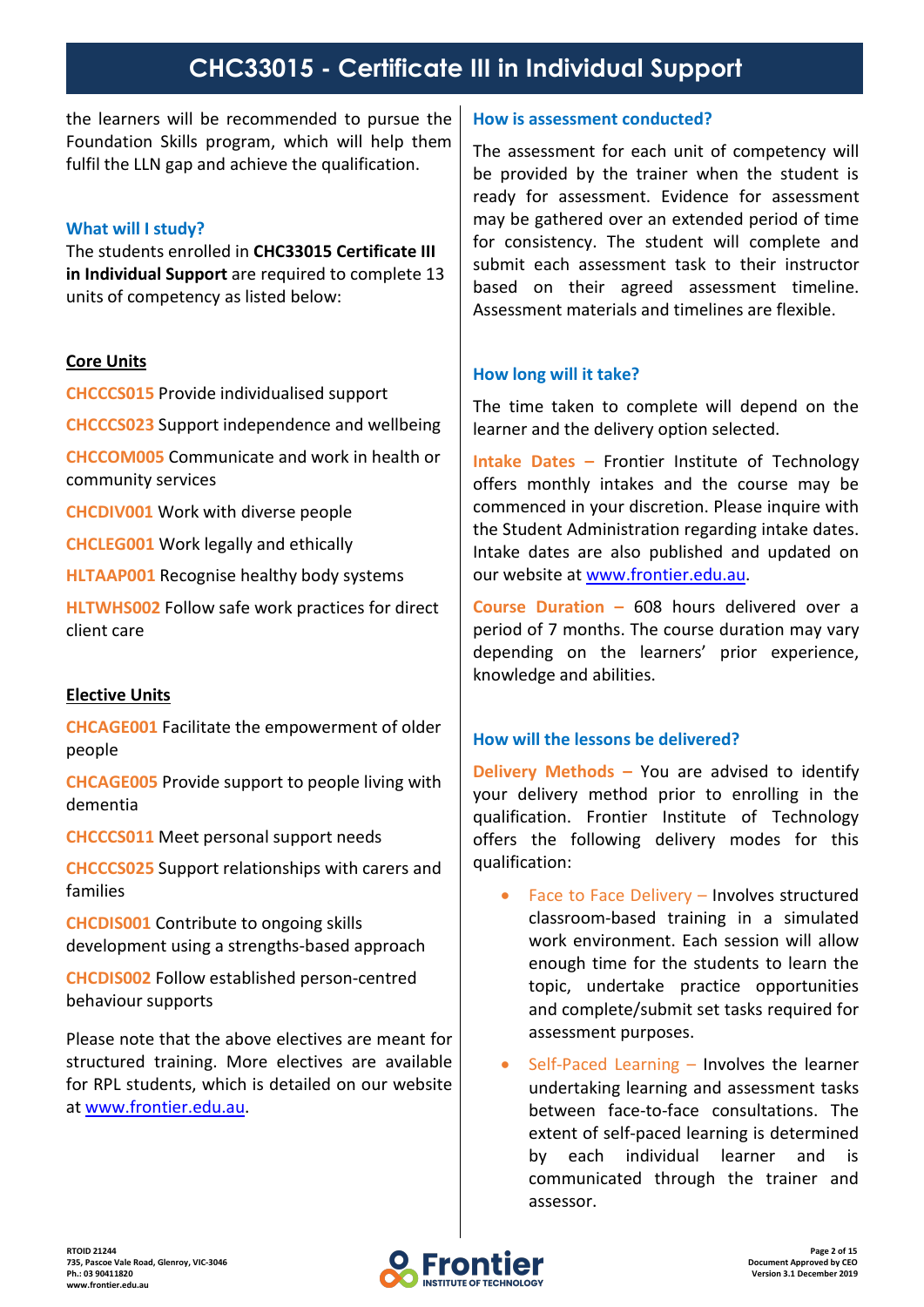the learners will be recommended to pursue the Foundation Skills program, which will help them fulfil the LLN gap and achieve the qualification.

### What will I study?

The students enrolled in **CHC33015 Certificate III in Individual Support** are required to complete 13 units of competency as listed below:

**Core Units**

CHCCCS015 Provide individualised support

CHCCCS023 Support independence and wellbeing

CHCCOM005 Communicate and work in health or community services

CHCDIV001 Work with diverse people

CHCLEG001 Work legally and ethically

HLTAAP001 Recognise healthy body systems

HLTWHS002 Follow safe work practices for direct client care

**Elective Units**

CHCAGE001 Facilitate the empowerment of older people

CHCAGE005 Provide support to people living with dementia

CHCCCS011 Meet personal support needs

CHCCCS025 Support relationships with carers and families

CHCDIS001 Contribute to ongoing skills development using a strengths-based approach

CHCDIS002 Follow established person-centred behaviour supports

Please note that the above electives are meant for structured training. More electives are available for RPL students, which is detailed on our website at www.frontier.edu.au.

### How is assessment conducted?

The assessment for each unit of competency will be provided by the trainer when the student is ready for assessment. Evidence for assessment may be gathered over an extended period of time for consistency. The student will complete and submit each assessment task to their instructor based on their agreed assessment timeline. Assessment materials and timelines are flexible.

### How long will it take?

The time taken to complete will depend on the learner and the delivery option selected.

**Intake Dates –** Frontier Institute of Technology offers monthly intakes and the course may be commenced in your discretion. Please inquire with the Student Administration regarding intake dates. Intake dates are also published and updated on our website at www.frontier.edu.au.

**Course Duration –** 608 hours delivered over a period of 7 months. The course duration may vary depending on the learners' prior experience, knowledge and abilities.

### How will the lessons be delivered?

**Delivery Methods –** You are advised to identify your delivery method prior to enrolling in the qualification. Frontier Institute of Technology offers the following delivery modes for this qualification:

- Face to Face Delivery – Involves structured classroom-based training in a simulated work environment. Each session will allow enough time for the students to learn the topic, undertake practice opportunities and complete/submit set tasks required for assessment purposes.
- Self-Paced Learning – Involves the learner undertaking learning and assessment tasks between face-to-face consultations. The extent of self-paced learning is determined by each individual learner and is communicated through the trainer and assessor.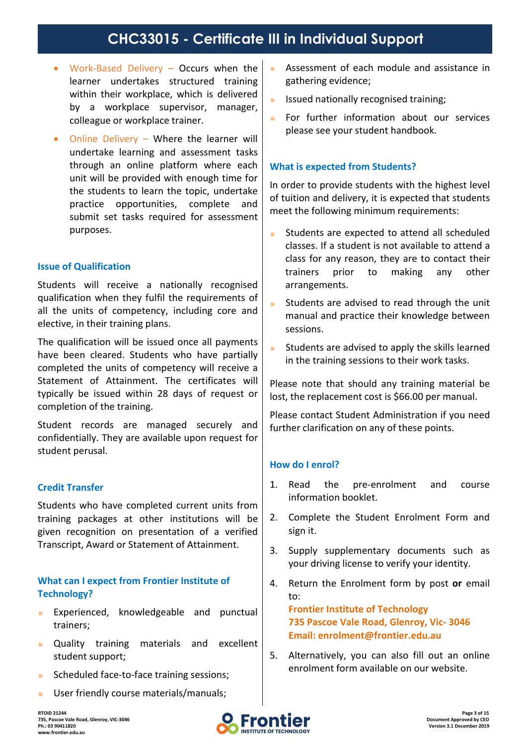- Work-Based Delivery – Occurs when the learner undertakes structured training within their workplace, which is delivered by a workplace supervisor, manager, colleague or workplace trainer.
- Online Delivery – Where the learner will undertake learning and assessment tasks through an online platform where each unit will be provided with enough time for the students to learn the topic, undertake practice opportunities, complete and submit set tasks required for assessment purposes.

### Issue of Qualification

Students will receive a nationally recognised qualification when they fulfil the requirements of all the units of competency, including core and elective, in their training plans.

The qualification will be issued once all payments have been cleared. Students who have partially completed the units of competency will receive a Statement of Attainment. The certificates will typically be issued within 28 days of request or completion of the training.

Student records are managed securely and confidentially. They are available upon request for student perusal.

### Credit Transfer

Students who have completed current units from training packages at other institutions will be given recognition on presentation of a verified Transcript, Award or Statement of Attainment.

### What can I expect from Frontier Institute of Technology?

- Experienced, knowledgeable and punctual trainers;
- Quality training materials and excellent student support;
- Scheduled face-to-face training sessions;
- User friendly course materials/manuals;
- Assessment of each module and assistance in gathering evidence;
- Issued nationally recognised training;
- For further information about our services please see your student handbook.

### What is expected from Students?

In order to provide students with the highest level of tuition and delivery, it is expected that students meet the following minimum requirements:

- Students are expected to attend all scheduled classes. If a student is not available to attend a class for any reason, they are to contact their trainers prior to making any other arrangements.
- Students are advised to read through the unit manual and practice their knowledge between sessions.
- Students are advised to apply the skills learned in the training sessions to their work tasks.

Please note that should any training material be lost, the replacement cost is $66.00 per manual.

Please contact Student Administration if you need further clarification on any of these points.

### How do I enrol?

1. Read the pre-enrolment and course information booklet.
2. Complete the Student Enrolment Form and sign it.
3. Supply supplementary documents such as your driving license to verify your identity.
4. Return the Enrolment form by post **or** email to:
   **Frontier Institute of Technology**
   **735 Pascoe Vale Road, Glenroy, Vic- 3046**
   **Email: enrolment@frontier.edu.au**
5. Alternatively, you can also fill out an online enrolment form available on our website.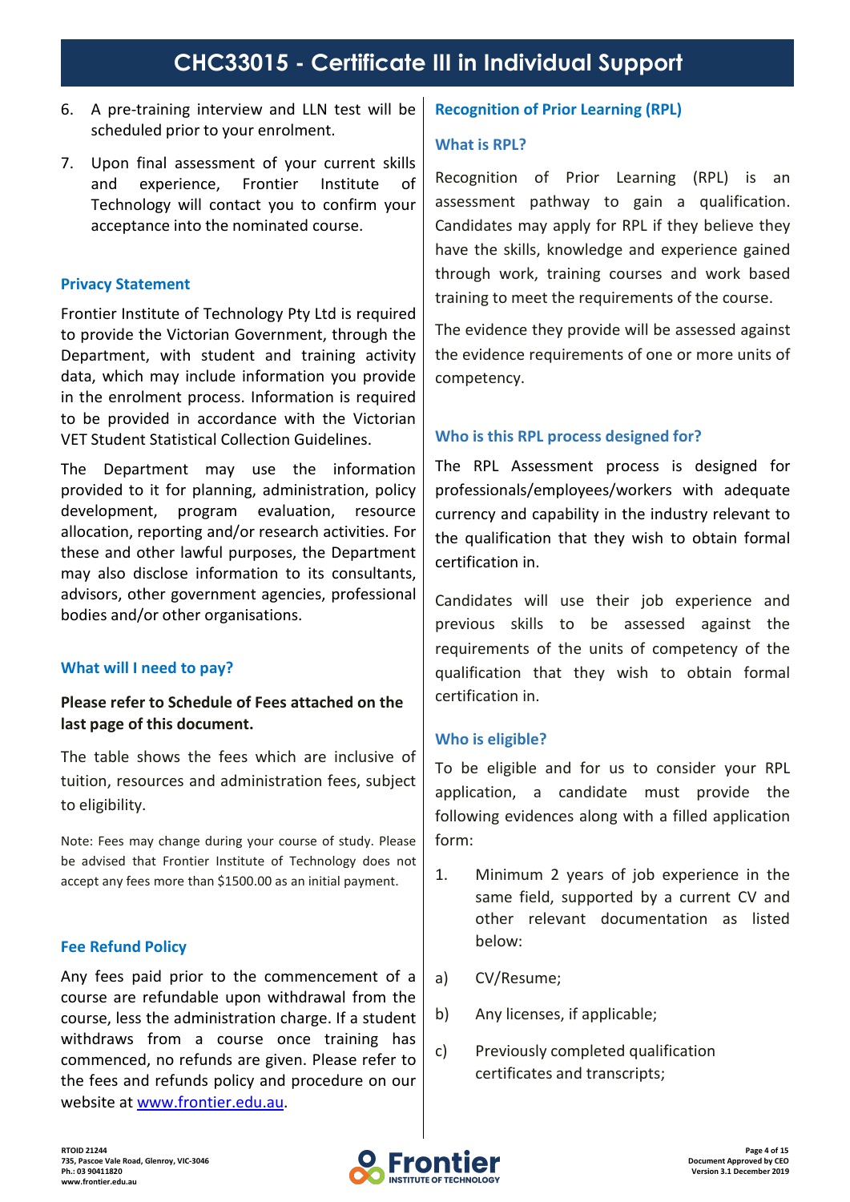6. A pre-training interview and LLN test will be scheduled prior to your enrolment.
7. Upon final assessment of your current skills and experience, Frontier Institute of Technology will contact you to confirm your acceptance into the nominated course.

### Privacy Statement

Frontier Institute of Technology Pty Ltd is required to provide the Victorian Government, through the Department, with student and training activity data, which may include information you provide in the enrolment process. Information is required to be provided in accordance with the Victorian VET Student Statistical Collection Guidelines.

The Department may use the information provided to it for planning, administration, policy development, program evaluation, resource allocation, reporting and/or research activities. For these and other lawful purposes, the Department may also disclose information to its consultants, advisors, other government agencies, professional bodies and/or other organisations.

### What will I need to pay?

**Please refer to Schedule of Fees attached on the last page of this document.**

The table shows the fees which are inclusive of tuition, resources and administration fees, subject to eligibility.

Note: Fees may change during your course of study. Please be advised that Frontier Institute of Technology does not accept any fees more than $1500.00 as an initial payment.

### Fee Refund Policy

Any fees paid prior to the commencement of a course are refundable upon withdrawal from the course, less the administration charge. If a student withdraws from a course once training has commenced, no refunds are given. Please refer to the fees and refunds policy and procedure on our website at [www.frontier.edu.au](www.frontier.edu.au).

### Recognition of Prior Learning (RPL)

### What is RPL?

Recognition of Prior Learning (RPL) is an assessment pathway to gain a qualification. Candidates may apply for RPL if they believe they have the skills, knowledge and experience gained through work, training courses and work based training to meet the requirements of the course.

The evidence they provide will be assessed against the evidence requirements of one or more units of competency.

### Who is this RPL process designed for?

The RPL Assessment process is designed for professionals/employees/workers with adequate currency and capability in the industry relevant to the qualification that they wish to obtain formal certification in.

Candidates will use their job experience and previous skills to be assessed against the requirements of the units of competency of the qualification that they wish to obtain formal certification in.

### Who is eligible?

To be eligible and for us to consider your RPL application, a candidate must provide the following evidences along with a filled application form:

1. Minimum 2 years of job experience in the same field, supported by a current CV and other relevant documentation as listed below:

a) CV/Resume;

b) Any licenses, if applicable;

c) Previously completed qualification certificates and transcripts;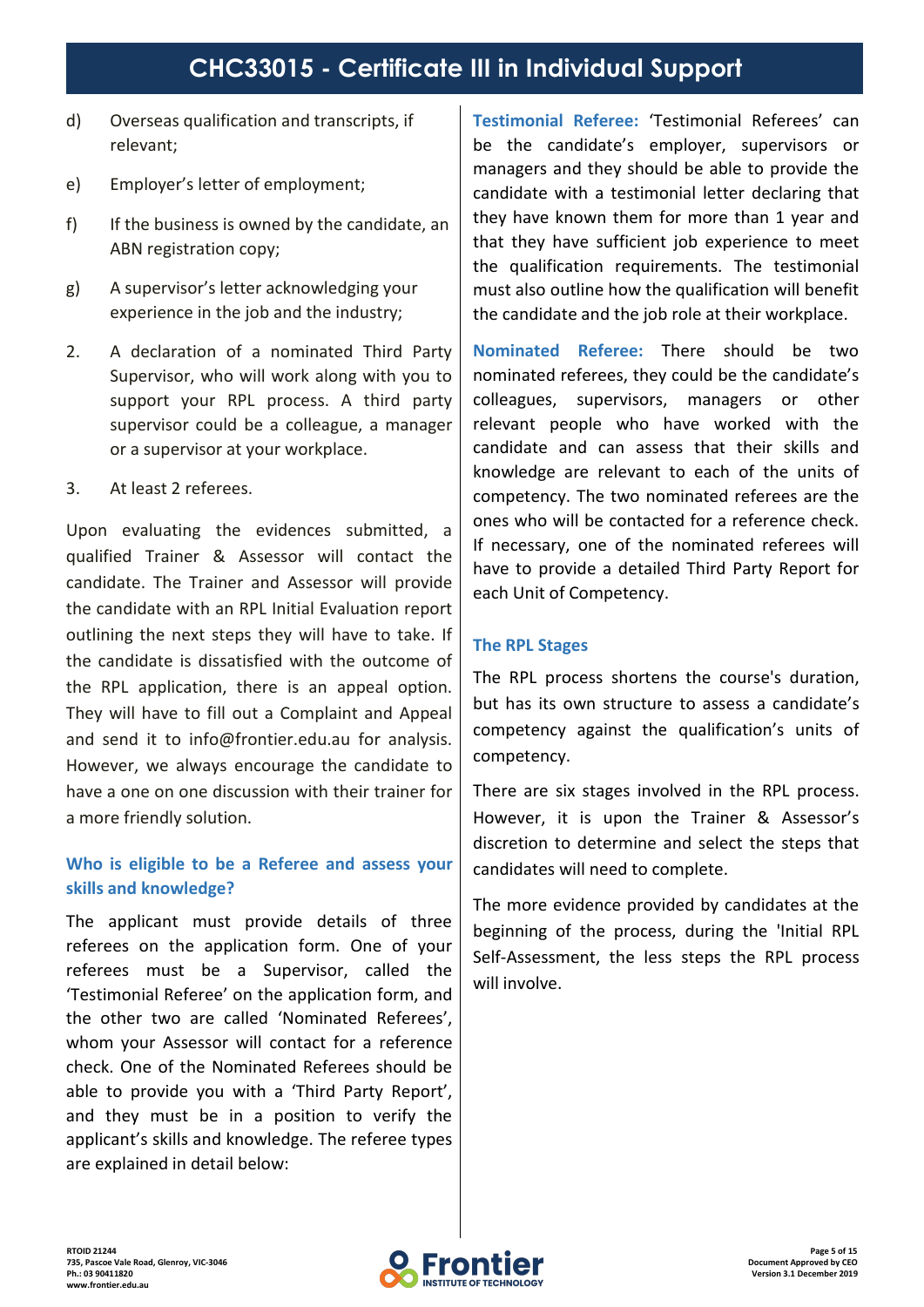d) Overseas qualification and transcripts, if relevant;

e) Employer's letter of employment;

f) If the business is owned by the candidate, an ABN registration copy;

g) A supervisor's letter acknowledging your experience in the job and the industry;

2. A declaration of a nominated Third Party Supervisor, who will work along with you to support your RPL process. A third party supervisor could be a colleague, a manager or a supervisor at your workplace.

3. At least 2 referees.

Upon evaluating the evidences submitted, a qualified Trainer & Assessor will contact the candidate. The Trainer and Assessor will provide the candidate with an RPL Initial Evaluation report outlining the next steps they will have to take. If the candidate is dissatisfied with the outcome of the RPL application, there is an appeal option. They will have to fill out a Complaint and Appeal and send it to info@frontier.edu.au for analysis. However, we always encourage the candidate to have a one on one discussion with their trainer for a more friendly solution.

### Who is eligible to be a Referee and assess your skills and knowledge?

The applicant must provide details of three referees on the application form. One of your referees must be a Supervisor, called the 'Testimonial Referee' on the application form, and the other two are called 'Nominated Referees', whom your Assessor will contact for a reference check. One of the Nominated Referees should be able to provide you with a 'Third Party Report', and they must be in a position to verify the applicant's skills and knowledge. The referee types are explained in detail below:

**Testimonial Referee:** 'Testimonial Referees' can be the candidate's employer, supervisors or managers and they should be able to provide the candidate with a testimonial letter declaring that they have known them for more than 1 year and that they have sufficient job experience to meet the qualification requirements. The testimonial must also outline how the qualification will benefit the candidate and the job role at their workplace.

**Nominated Referee:** There should be two nominated referees, they could be the candidate's colleagues, supervisors, managers or other relevant people who have worked with the candidate and can assess that their skills and knowledge are relevant to each of the units of competency. The two nominated referees are the ones who will be contacted for a reference check. If necessary, one of the nominated referees will have to provide a detailed Third Party Report for each Unit of Competency.

### The RPL Stages

The RPL process shortens the course's duration, but has its own structure to assess a candidate's competency against the qualification's units of competency.

There are six stages involved in the RPL process. However, it is upon the Trainer & Assessor's discretion to determine and select the steps that candidates will need to complete.

The more evidence provided by candidates at the beginning of the process, during the 'Initial RPL Self-Assessment, the less steps the RPL process will involve.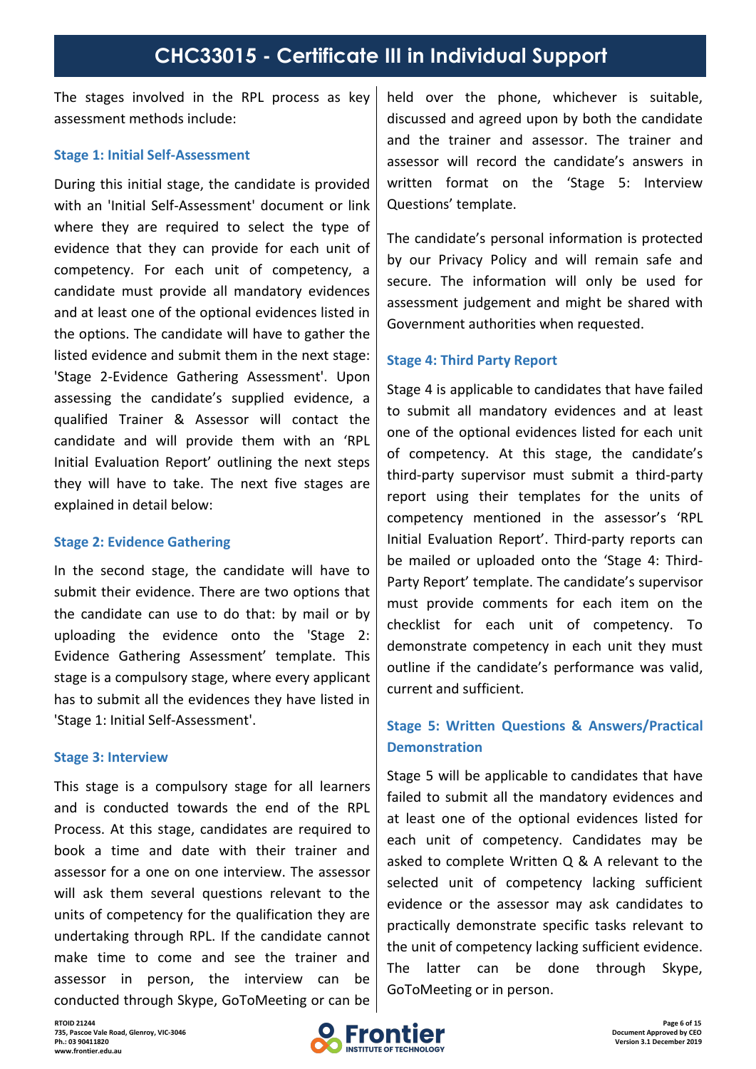The stages involved in the RPL process as key assessment methods include:

### Stage 1: Initial Self-Assessment

During this initial stage, the candidate is provided with an 'Initial Self-Assessment' document or link where they are required to select the type of evidence that they can provide for each unit of competency. For each unit of competency, a candidate must provide all mandatory evidences and at least one of the optional evidences listed in the options. The candidate will have to gather the listed evidence and submit them in the next stage: 'Stage 2-Evidence Gathering Assessment'. Upon assessing the candidate's supplied evidence, a qualified Trainer & Assessor will contact the candidate and will provide them with an 'RPL Initial Evaluation Report' outlining the next steps they will have to take. The next five stages are explained in detail below:

### Stage 2: Evidence Gathering

In the second stage, the candidate will have to submit their evidence. There are two options that the candidate can use to do that: by mail or by uploading the evidence onto the 'Stage 2: Evidence Gathering Assessment' template. This stage is a compulsory stage, where every applicant has to submit all the evidences they have listed in 'Stage 1: Initial Self-Assessment'.

### Stage 3: Interview

This stage is a compulsory stage for all learners and is conducted towards the end of the RPL Process. At this stage, candidates are required to book a time and date with their trainer and assessor for a one on one interview. The assessor will ask them several questions relevant to the units of competency for the qualification they are undertaking through RPL. If the candidate cannot make time to come and see the trainer and assessor in person, the interview can be conducted through Skype, GoToMeeting or can be held over the phone, whichever is suitable, discussed and agreed upon by both the candidate and the trainer and assessor. The trainer and assessor will record the candidate's answers in written format on the 'Stage 5: Interview Questions' template.

The candidate's personal information is protected by our Privacy Policy and will remain safe and secure. The information will only be used for assessment judgement and might be shared with Government authorities when requested.

### Stage 4: Third Party Report

Stage 4 is applicable to candidates that have failed to submit all mandatory evidences and at least one of the optional evidences listed for each unit of competency. At this stage, the candidate's third-party supervisor must submit a third-party report using their templates for the units of competency mentioned in the assessor's 'RPL Initial Evaluation Report'. Third-party reports can be mailed or uploaded onto the 'Stage 4: Third-Party Report' template. The candidate's supervisor must provide comments for each item on the checklist for each unit of competency. To demonstrate competency in each unit they must outline if the candidate's performance was valid, current and sufficient.

### Stage 5: Written Questions & Answers/Practical Demonstration

Stage 5 will be applicable to candidates that have failed to submit all the mandatory evidences and at least one of the optional evidences listed for each unit of competency. Candidates may be asked to complete Written Q & A relevant to the selected unit of competency lacking sufficient evidence or the assessor may ask candidates to practically demonstrate specific tasks relevant to the unit of competency lacking sufficient evidence. The latter can be done through Skype, GoToMeeting or in person.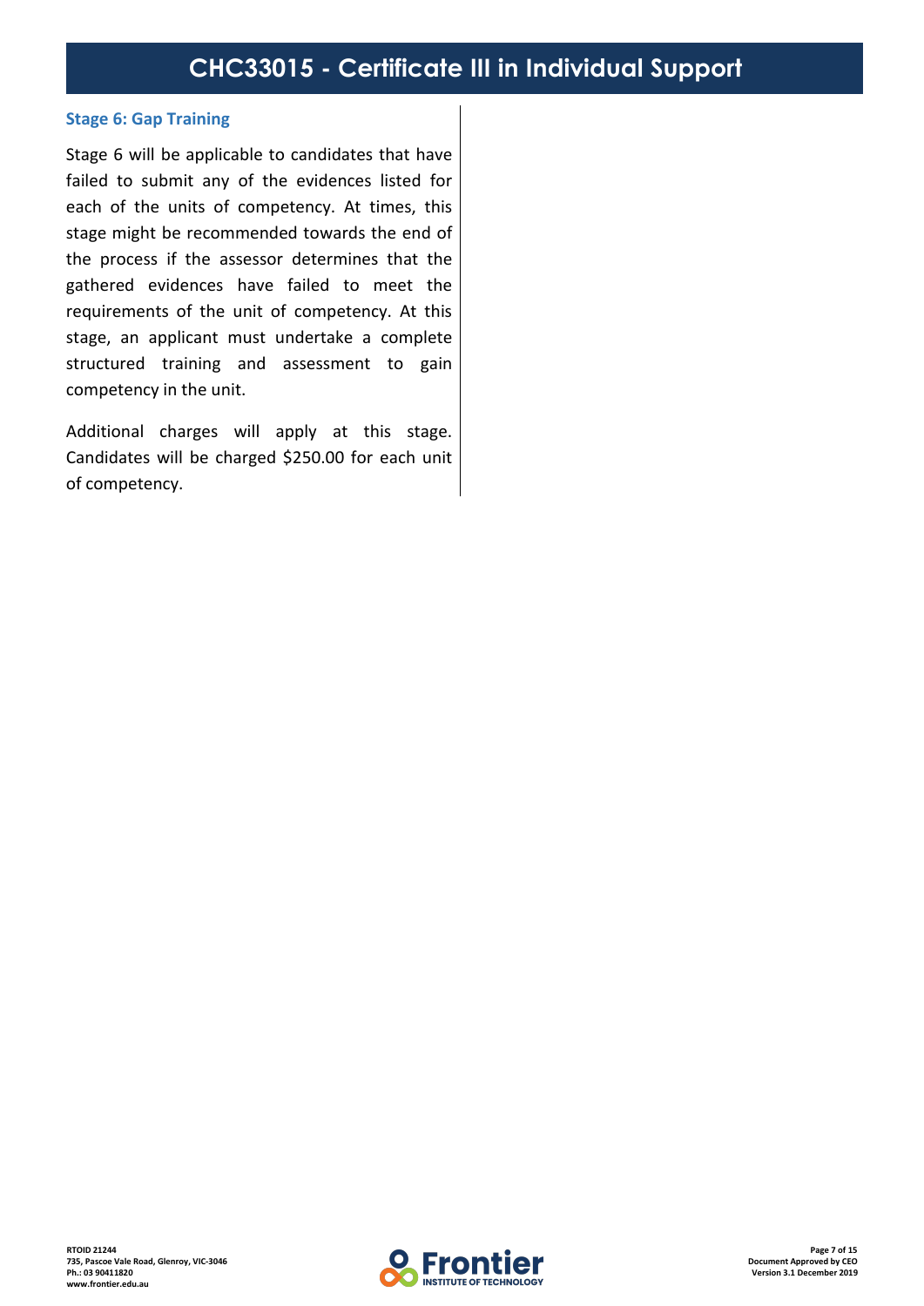### Stage 6: Gap Training

Stage 6 will be applicable to candidates that have failed to submit any of the evidences listed for each of the units of competency. At times, this stage might be recommended towards the end of the process if the assessor determines that the gathered evidences have failed to meet the requirements of the unit of competency. At this stage, an applicant must undertake a complete structured training and assessment to gain competency in the unit.

Additional charges will apply at this stage. Candidates will be charged $250.00 for each unit of competency.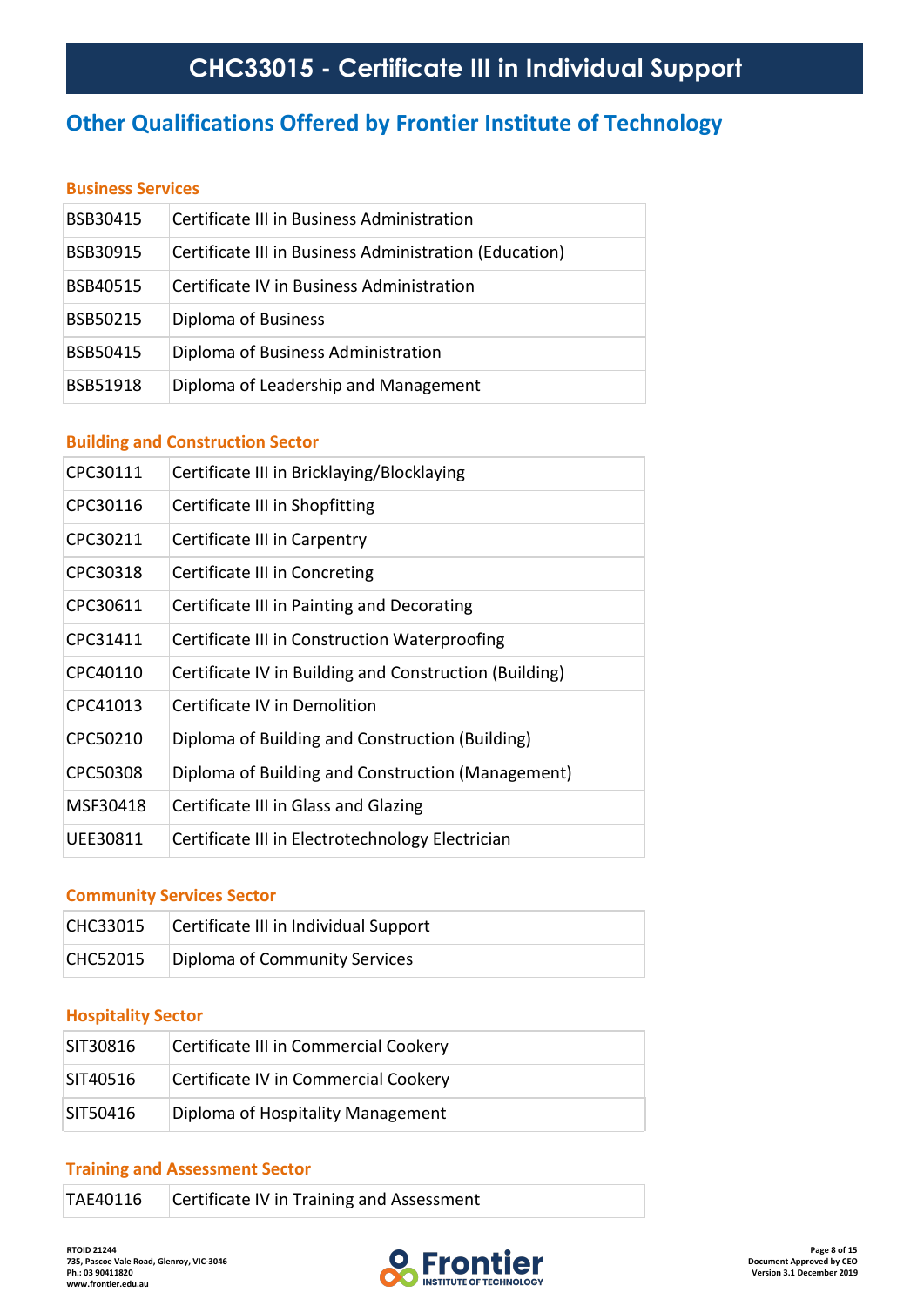## Other Qualifications Offered by Frontier Institute of Technology

### Business Services

| | |
|---|---|
| BSB30415 | Certificate III in Business Administration |
| BSB30915 | Certificate III in Business Administration (Education) |
| BSB40515 | Certificate IV in Business Administration |
| BSB50215 | Diploma of Business |
| BSB50415 | Diploma of Business Administration |
| BSB51918 | Diploma of Leadership and Management |

### Building and Construction Sector

| | |
|---|---|
| CPC30111 | Certificate III in Bricklaying/Blocklaying |
| CPC30116 | Certificate III in Shopfitting |
| CPC30211 | Certificate III in Carpentry |
| CPC30318 | Certificate III in Concreting |
| CPC30611 | Certificate III in Painting and Decorating |
| CPC31411 | Certificate III in Construction Waterproofing |
| CPC40110 | Certificate IV in Building and Construction (Building) |
| CPC41013 | Certificate IV in Demolition |
| CPC50210 | Diploma of Building and Construction (Building) |
| CPC50308 | Diploma of Building and Construction (Management) |
| MSF30418 | Certificate III in Glass and Glazing |
| UEE30811 | Certificate III in Electrotechnology Electrician |

### Community Services Sector

| | |
|---|---|
| CHC33015 | Certificate III in Individual Support |
| CHC52015 | Diploma of Community Services |

### Hospitality Sector

| | |
|---|---|
| SIT30816 | Certificate III in Commercial Cookery |
| SIT40516 | Certificate IV in Commercial Cookery |
| SIT50416 | Diploma of Hospitality Management |

### Training and Assessment Sector

| | |
|---|---|
| TAE40116 | Certificate IV in Training and Assessment |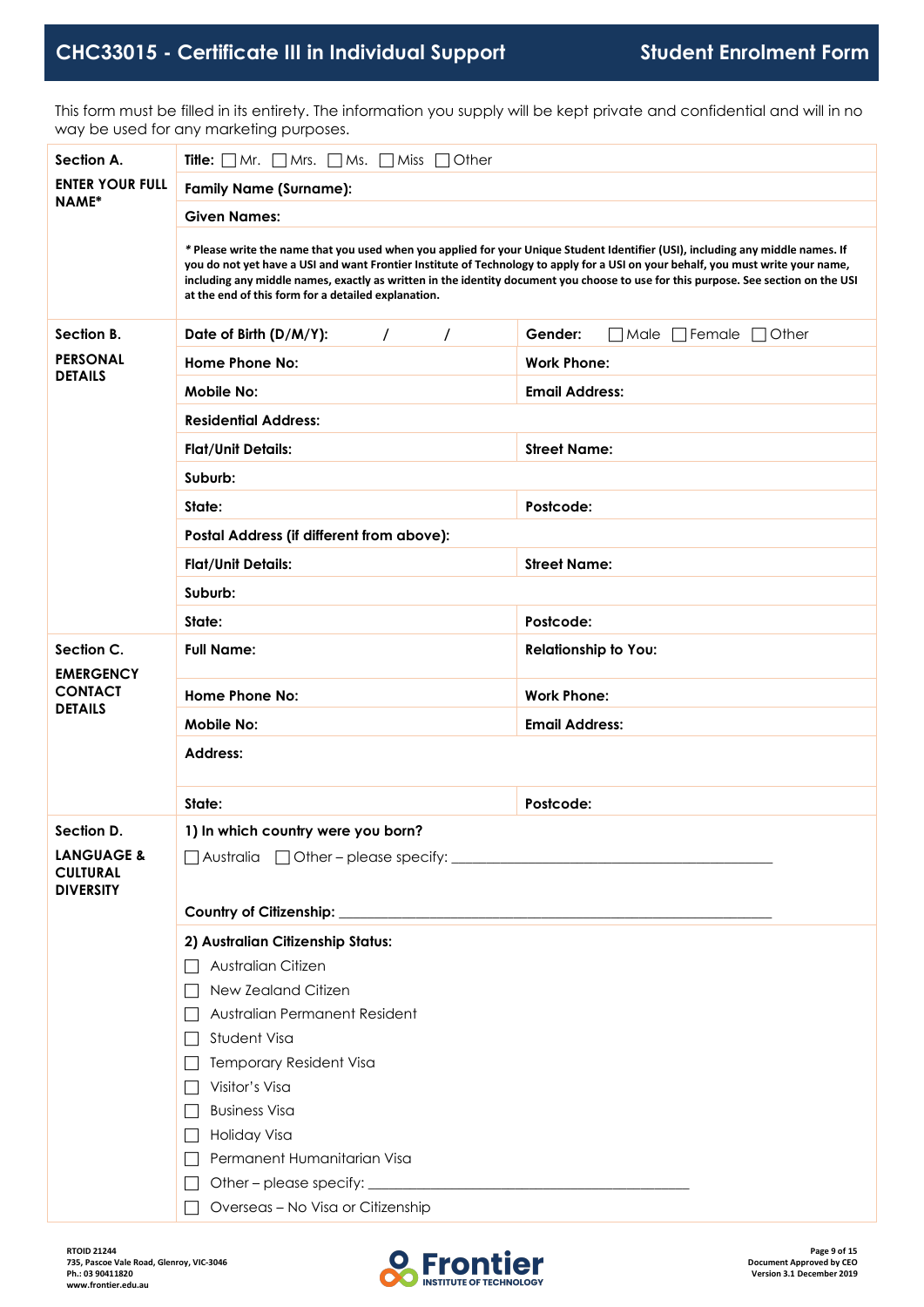# CHC33015 - Certificate III in Individual Support

## Student Enrolment Form

This form must be filled in its entirety. The information you supply will be kept private and confidential and will in no way be used for any marketing purposes.

| | | |
|---|---|---|
| **Section A.** **ENTER YOUR FULL NAME*** | **Title:** ☐ Mr. ☐ Mrs. ☐ Ms. ☐ Miss ☐ Other | |
| | **Family Name (Surname):** | |
| | **Given Names:** | |
| | ***Please write the name that you used when you applied for your Unique Student Identifier (USI), including any middle names. If you do not yet have a USI and want Frontier Institute of Technology to apply for a USI on your behalf, you must write your name, including any middle names, exactly as written in the identity document you choose to use for this purpose. See section on the USI at the end of this form for a detailed explanation.** | |
| **Section B.** **PERSONAL DETAILS** | **Date of Birth (D/M/Y):** / / | **Gender:** ☐ Male ☐ Female ☐ Other |
| | **Home Phone No:** | **Work Phone:** |
| | **Mobile No:** | **Email Address:** |
| | **Residential Address:** | |
| | **Flat/Unit Details:** | **Street Name:** |
| | **Suburb:** | |
| | **State:** | **Postcode:** |
| | **Postal Address (if different from above):** | |
| | **Flat/Unit Details:** | **Street Name:** |
| | **Suburb:** | |
| | **State:** | **Postcode:** |
| **Section C.** **EMERGENCY CONTACT DETAILS** | **Full Name:** | **Relationship to You:** |
| | **Home Phone No:** | **Work Phone:** |
| | **Mobile No:** | **Email Address:** |
| | **Address:** | |
| | **State:** | **Postcode:** |
| **Section D.** **LANGUAGE & CULTURAL DIVERSITY** | **1) In which country were you born?** ☐ Australia ☐ Other – please specify: ______________________ **Country of Citizenship:** ______________________ | |
| | **2) Australian Citizenship Status:** ☐ Australian Citizen ☐ New Zealand Citizen ☐ Australian Permanent Resident ☐ Student Visa ☐ Temporary Resident Visa ☐ Visitor's Visa ☐ Business Visa ☐ Holiday Visa ☐ Permanent Humanitarian Visa ☐ Other – please specify: ______________________ ☐ Overseas – No Visa or Citizenship | |

RTOID 21244
735, Pascoe Vale Road, Glenroy, VIC-3046
Ph.: 03 90411820
www.frontier.edu.au

Document Approved by CEO
Version 3.1 December 2019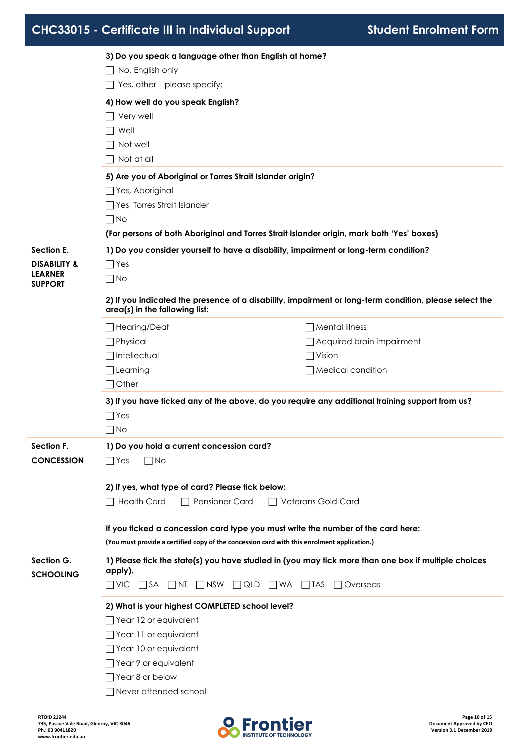3) Do you speak a language other than English at home?

☐ No, English only

☐ Yes, other – please specify: ___________________________________________

4) How well do you speak English?

☐ Very well

☐ Well

☐ Not well

☐ Not at all

5) Are you of Aboriginal or Torres Strait Islander origin?

☐ Yes, Aboriginal

☐ Yes, Torres Strait Islander

☐ No

**(For persons of both Aboriginal and Torres Strait Islander origin, mark both 'Yes' boxes)**

## Section E. DISABILITY & LEARNER SUPPORT

**1) Do you consider yourself to have a disability, impairment or long-term condition?**

☐ Yes

☐ No

**2) If you indicated the presence of a disability, impairment or long-term condition, please select the area(s) in the following list:**

| | |
|---|---|
| ☐ Hearing/Deaf | ☐ Mental illness |
| ☐ Physical | ☐ Acquired brain impairment |
| ☐ Intellectual | ☐ Vision |
| ☐ Learning | ☐ Medical condition |
| ☐ Other | |

**3) If you have ticked any of the above, do you require any additional training support from us?**

☐ Yes

☐ No

## Section F. CONCESSION

**1) Do you hold a current concession card?**

☐ Yes ☐ No

**2) If yes, what type of card? Please tick below:**

☐ Health Card ☐ Pensioner Card ☐ Veterans Gold Card

**If you ticked a concession card type you must write the number of the card here:** ________________

**(You must provide a certified copy of the concession card with this enrolment application.)**

## Section G. SCHOOLING

**1) Please tick the state(s) you have studied in (you may tick more than one box if multiple choices apply).**

☐ VIC ☐ SA ☐ NT ☐ NSW ☐ QLD ☐ WA ☐ TAS ☐ Overseas

**2) What is your highest COMPLETED school level?**

☐ Year 12 or equivalent

☐ Year 11 or equivalent

☐ Year 10 or equivalent

☐ Year 9 or equivalent

☐ Year 8 or below

☐ Never attended school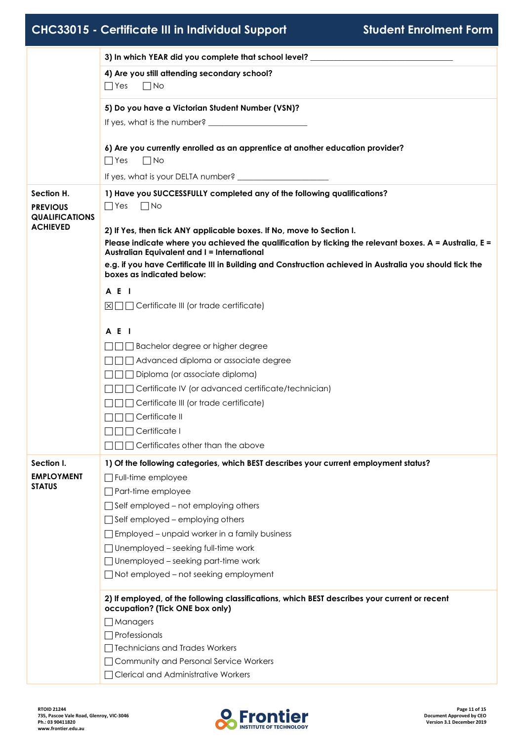3) In which YEAR did you complete that school level? ______________________________

**4) Are you still attending secondary school?**

☐ Yes ☐ No

**5) Do you have a Victorian Student Number (VSN)?**

If yes, what is the number? ______________________

**6) Are you currently enrolled as an apprentice at another education provider?**

☐ Yes ☐ No

If yes, what is your DELTA number? ______________________

## Section H. PREVIOUS QUALIFICATIONS ACHIEVED

**1) Have you SUCCESSFULLY completed any of the following qualifications?**

☐ Yes ☐ No

**2) If Yes, then tick ANY applicable boxes. If No, move to Section I.**

**Please indicate where you achieved the qualification by ticking the relevant boxes. A = Australia, E = Australian Equivalent and I = International**

**e.g. if you have Certificate III in Building and Construction achieved in Australia you should tick the boxes as indicated below:**

**A E I**

☒ ☐ ☐ Certificate III (or trade certificate)

**A E I**

☐ ☐ ☐ Bachelor degree or higher degree

☐ ☐ ☐ Advanced diploma or associate degree

☐ ☐ ☐ Diploma (or associate diploma)

☐ ☐ ☐ Certificate IV (or advanced certificate/technician)

☐ ☐ ☐ Certificate III (or trade certificate)

☐ ☐ ☐ Certificate II

☐ ☐ ☐ Certificate I

☐ ☐ ☐ Certificates other than the above

## Section I. EMPLOYMENT STATUS

**1) Of the following categories, which BEST describes your current employment status?**

☐ Full-time employee

☐ Part-time employee

☐ Self employed – not employing others

☐ Self employed – employing others

☐ Employed – unpaid worker in a family business

☐ Unemployed – seeking full-time work

☐ Unemployed – seeking part-time work

☐ Not employed – not seeking employment

**2) If employed, of the following classifications, which BEST describes your current or recent occupation? (Tick ONE box only)**

☐ Managers

☐ Professionals

☐ Technicians and Trades Workers

☐ Community and Personal Service Workers

☐ Clerical and Administrative Workers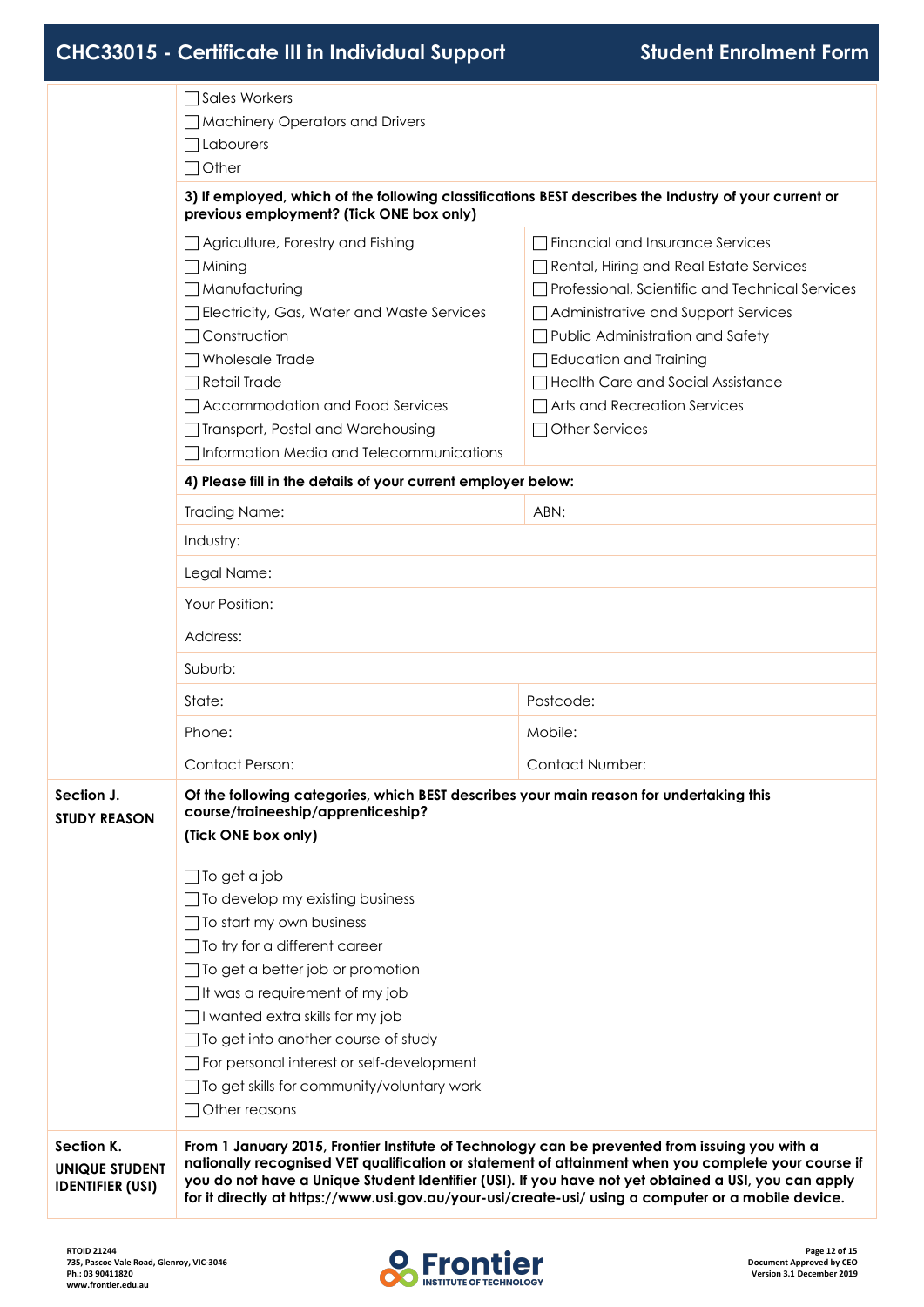- ☐ Sales Workers
- ☐ Machinery Operators and Drivers
- ☐ Labourers
- ☐ Other

**3) If employed, which of the following classifications BEST describes the Industry of your current or previous employment? (Tick ONE box only)**

| | |
|---|---|
| ☐ Agriculture, Forestry and Fishing | ☐ Financial and Insurance Services |
| ☐ Mining | ☐ Rental, Hiring and Real Estate Services |
| ☐ Manufacturing | ☐ Professional, Scientific and Technical Services |
| ☐ Electricity, Gas, Water and Waste Services | ☐ Administrative and Support Services |
| ☐ Construction | ☐ Public Administration and Safety |
| ☐ Wholesale Trade | ☐ Education and Training |
| ☐ Retail Trade | ☐ Health Care and Social Assistance |
| ☐ Accommodation and Food Services | ☐ Arts and Recreation Services |
| ☐ Transport, Postal and Warehousing | ☐ Other Services |
| ☐ Information Media and Telecommunications | |

**4) Please fill in the details of your current employer below:**

| | |
|---|---|
| Trading Name: | ABN: |
| Industry: | |
| Legal Name: | |
| Your Position: | |
| Address: | |
| Suburb: | |
| State: | Postcode: |
| Phone: | Mobile: |
| Contact Person: | Contact Number: |

## Section J. STUDY REASON

**Of the following categories, which BEST describes your main reason for undertaking this course/traineeship/apprenticeship?**

**(Tick ONE box only)**

- ☐ To get a job
- ☐ To develop my existing business
- ☐ To start my own business
- ☐ To try for a different career
- ☐ To get a better job or promotion
- ☐ It was a requirement of my job
- ☐ I wanted extra skills for my job
- ☐ To get into another course of study
- ☐ For personal interest or self-development
- ☐ To get skills for community/voluntary work
- ☐ Other reasons

## Section K. UNIQUE STUDENT IDENTIFIER (USI)

**From 1 January 2015, Frontier Institute of Technology can be prevented from issuing you with a nationally recognised VET qualification or statement of attainment when you complete your course if you do not have a Unique Student Identifier (USI). If you have not yet obtained a USI, you can apply for it directly at https://www.usi.gov.au/your-usi/create-usi/ using a computer or a mobile device.**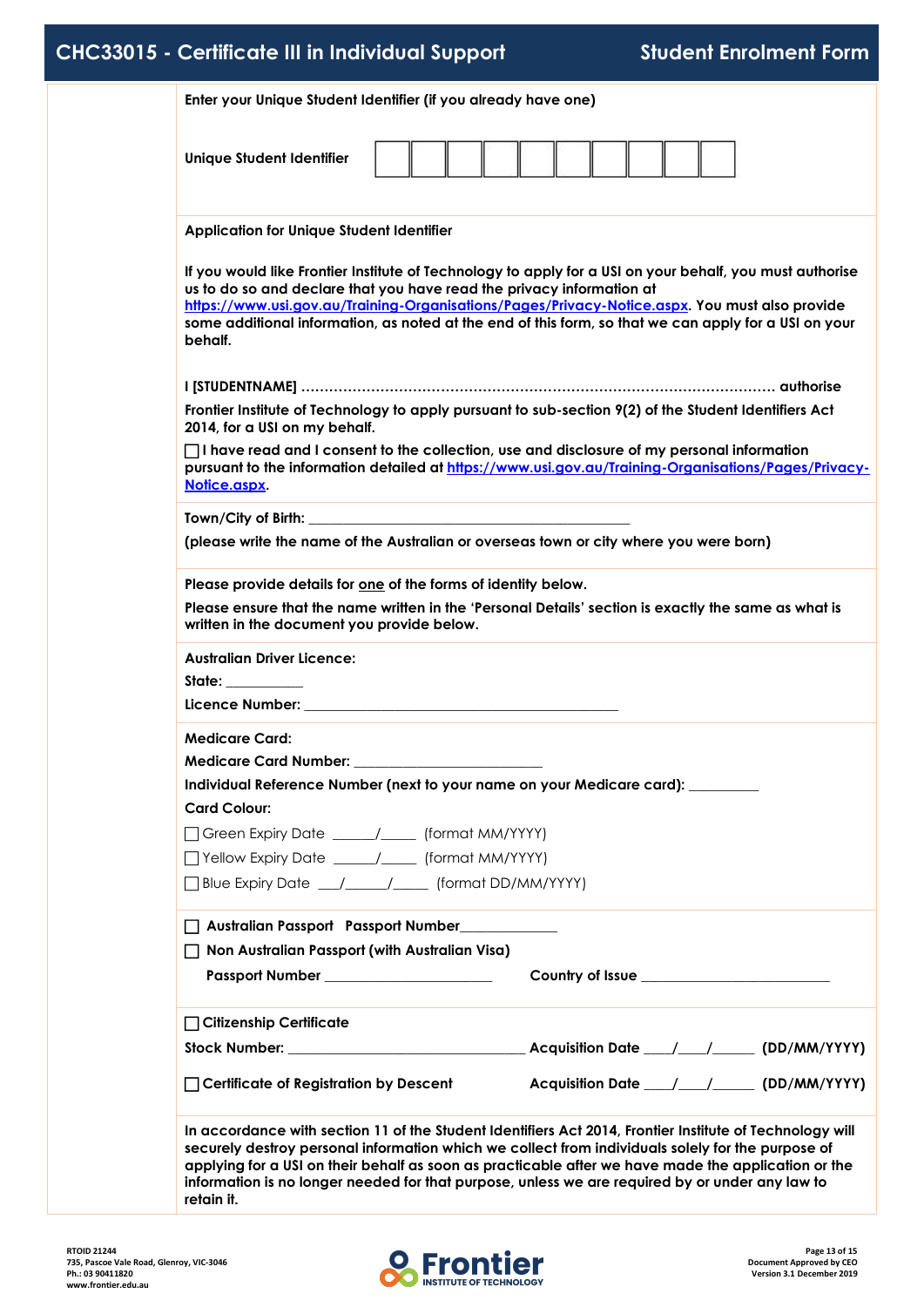**Enter your Unique Student Identifier (if you already have one)**

**Unique Student Identifier** | | | | | | | | | | |

**Application for Unique Student Identifier**

**If you would like Frontier Institute of Technology to apply for a USI on your behalf, you must authorise us to do so and declare that you have read the privacy information at https://www.usi.gov.au/Training-Organisations/Pages/Privacy-Notice.aspx. You must also provide some additional information, as noted at the end of this form, so that we can apply for a USI on your behalf.**

**I [STUDENTNAME] ……………………………………………………………………………………… authorise Frontier Institute of Technology to apply pursuant to sub-section 9(2) of the Student Identifiers Act 2014, for a USI on my behalf.**

☐ **I have read and I consent to the collection, use and disclosure of my personal information pursuant to the information detailed at https://www.usi.gov.au/Training-Organisations/Pages/Privacy-Notice.aspx.**

**Town/City of Birth:** ___________________________________________

**(please write the name of the Australian or overseas town or city where you were born)**

**Please provide details for one of the forms of identity below.**

**Please ensure that the name written in the 'Personal Details' section is exactly the same as what is written in the document you provide below.**

**Australian Driver Licence:**

**State:** __________

**Licence Number:** ________________________________________

**Medicare Card:**

**Medicare Card Number:** _______________________

**Individual Reference Number (next to your name on your Medicare card):** _________

**Card Colour:**

☐ Green Expiry Date _____/_____ (format MM/YYYY)

☐ Yellow Expiry Date _____/_____ (format MM/YYYY)

☐ Blue Expiry Date ___/_____/_____ (format DD/MM/YYYY)

☐ **Australian Passport Passport Number**_____________

☐ **Non Australian Passport (with Australian Visa)**

**Passport Number** ______________________ **Country of Issue** ________________________

☐ **Citizenship Certificate**

**Stock Number:** _______________________________ **Acquisition Date** ____/____/______ **(DD/MM/YYYY)**

☐ **Certificate of Registration by Descent** **Acquisition Date** ____/____/______ **(DD/MM/YYYY)**

**In accordance with section 11 of the Student Identifiers Act 2014, Frontier Institute of Technology will securely destroy personal information which we collect from individuals solely for the purpose of applying for a USI on their behalf as soon as practicable after we have made the application or the information is no longer needed for that purpose, unless we are required by or under any law to retain it.**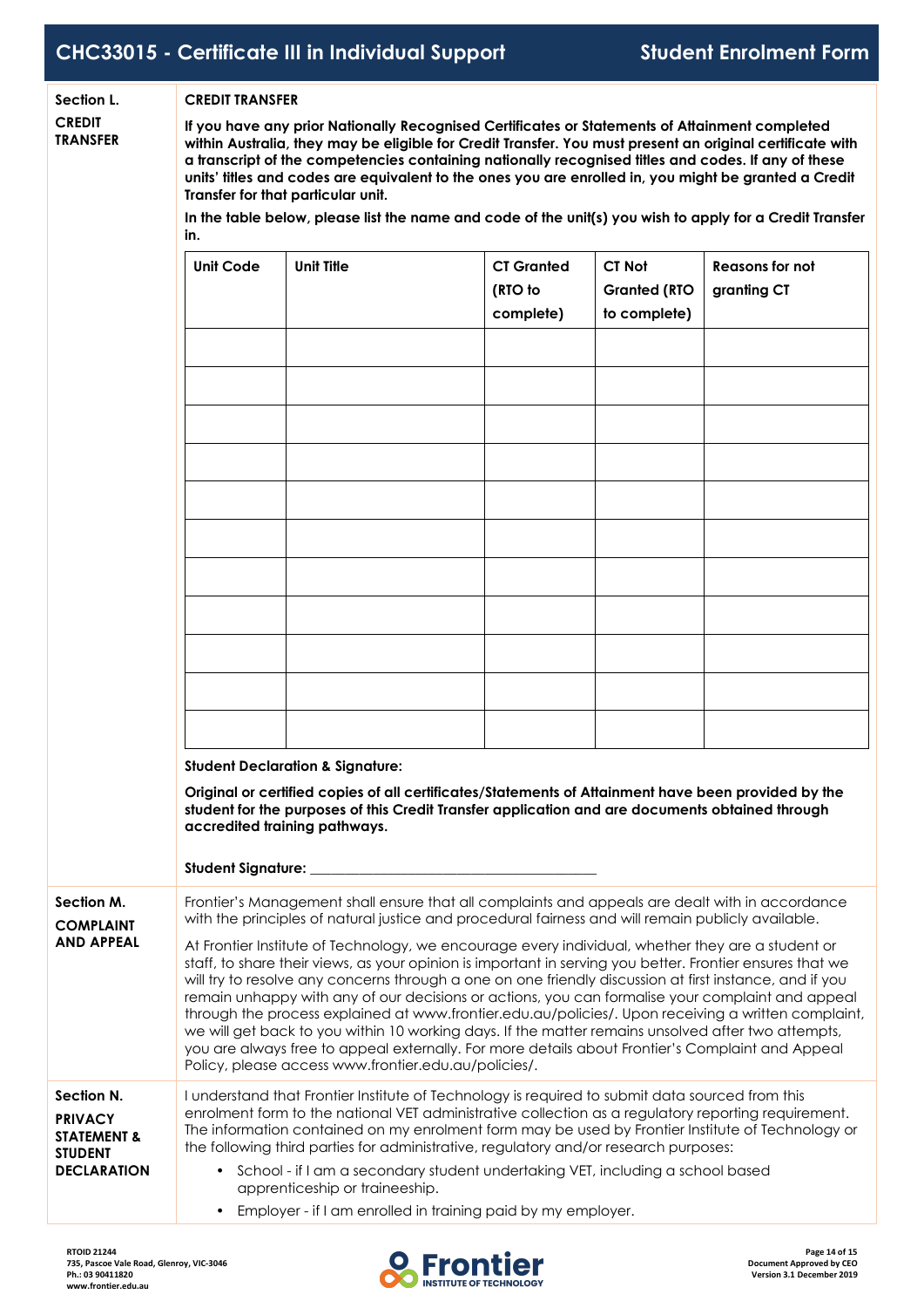## Section L. CREDIT TRANSFER

**CREDIT TRANSFER**

**If you have any prior Nationally Recognised Certificates or Statements of Attainment completed within Australia, they may be eligible for Credit Transfer. You must present an original certificate with a transcript of the competencies containing nationally recognised titles and codes. If any of these units' titles and codes are equivalent to the ones you are enrolled in, you might be granted a Credit Transfer for that particular unit.**

**In the table below, please list the name and code of the unit(s) you wish to apply for a Credit Transfer in.**

| Unit Code | Unit Title | CT Granted (RTO to complete) | CT Not Granted (RTO to complete) | Reasons for not granting CT |
|---|---|---|---|---|
| | | | | |
| | | | | |
| | | | | |
| | | | | |
| | | | | |
| | | | | |
| | | | | |
| | | | | |
| | | | | |
| | | | | |
| | | | | |

**Student Declaration & Signature:**

**Original or certified copies of all certificates/Statements of Attainment have been provided by the student for the purposes of this Credit Transfer application and are documents obtained through accredited training pathways.**

**Student Signature:** ______________________________________

## Section M. COMPLAINT AND APPEAL

Frontier's Management shall ensure that all complaints and appeals are dealt with in accordance with the principles of natural justice and procedural fairness and will remain publicly available.

At Frontier Institute of Technology, we encourage every individual, whether they are a student or staff, to share their views, as your opinion is important in serving you better. Frontier ensures that we will try to resolve any concerns through a one on one friendly discussion at first instance, and if you remain unhappy with any of our decisions or actions, you can formalise your complaint and appeal through the process explained at www.frontier.edu.au/policies/. Upon receiving a written complaint, we will get back to you within 10 working days. If the matter remains unsolved after two attempts, you are always free to appeal externally. For more details about Frontier's Complaint and Appeal Policy, please access www.frontier.edu.au/policies/.

## Section N. PRIVACY STATEMENT & STUDENT DECLARATION

I understand that Frontier Institute of Technology is required to submit data sourced from this enrolment form to the national VET administrative collection as a regulatory reporting requirement. The information contained on my enrolment form may be used by Frontier Institute of Technology or the following third parties for administrative, regulatory and/or research purposes:

- School - if I am a secondary student undertaking VET, including a school based apprenticeship or traineeship.
- Employer - if I am enrolled in training paid by my employer.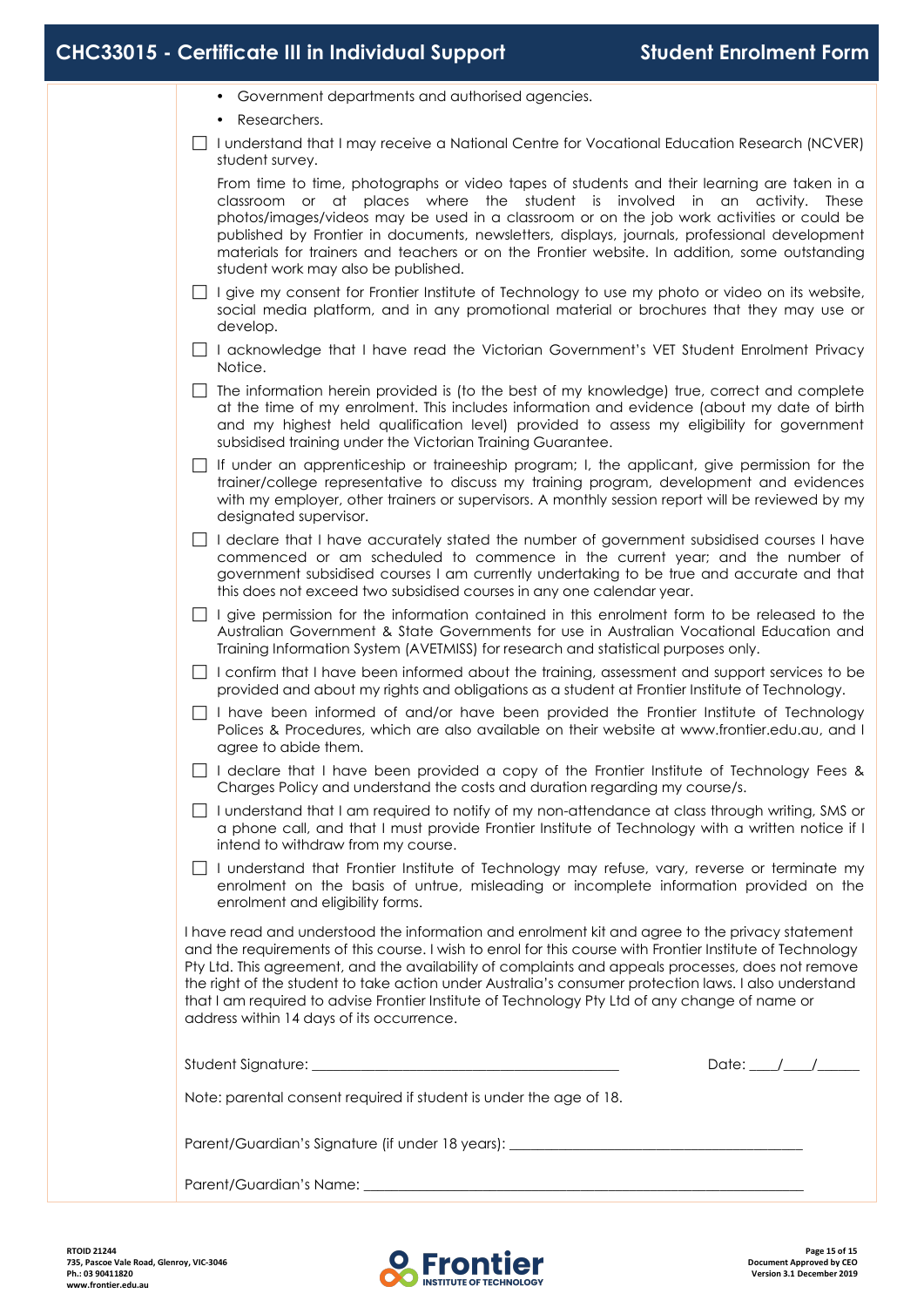- Government departments and authorised agencies.
- Researchers.

☐ I understand that I may receive a National Centre for Vocational Education Research (NCVER) student survey.

From time to time, photographs or video tapes of students and their learning are taken in a classroom or at places where the student is involved in an activity. These photos/images/videos may be used in a classroom or on the job work activities or could be published by Frontier in documents, newsletters, displays, journals, professional development materials for trainers and teachers or on the Frontier website. In addition, some outstanding student work may also be published.

☐ I give my consent for Frontier Institute of Technology to use my photo or video on its website, social media platform, and in any promotional material or brochures that they may use or develop.

☐ I acknowledge that I have read the Victorian Government's VET Student Enrolment Privacy Notice.

☐ The information herein provided is (to the best of my knowledge) true, correct and complete at the time of my enrolment. This includes information and evidence (about my date of birth and my highest held qualification level) provided to assess my eligibility for government subsidised training under the Victorian Training Guarantee.

☐ If under an apprenticeship or traineeship program; I, the applicant, give permission for the trainer/college representative to discuss my training program, development and evidences with my employer, other trainers or supervisors. A monthly session report will be reviewed by my designated supervisor.

☐ I declare that I have accurately stated the number of government subsidised courses I have commenced or am scheduled to commence in the current year; and the number of government subsidised courses I am currently undertaking to be true and accurate and that this does not exceed two subsidised courses in any one calendar year.

☐ I give permission for the information contained in this enrolment form to be released to the Australian Government & State Governments for use in Australian Vocational Education and Training Information System (AVETMISS) for research and statistical purposes only.

☐ I confirm that I have been informed about the training, assessment and support services to be provided and about my rights and obligations as a student at Frontier Institute of Technology.

☐ I have been informed of and/or have been provided the Frontier Institute of Technology Polices & Procedures, which are also available on their website at www.frontier.edu.au, and I agree to abide them.

☐ I declare that I have been provided a copy of the Frontier Institute of Technology Fees & Charges Policy and understand the costs and duration regarding my course/s.

☐ I understand that I am required to notify of my non-attendance at class through writing, SMS or a phone call, and that I must provide Frontier Institute of Technology with a written notice if I intend to withdraw from my course.

☐ I understand that Frontier Institute of Technology may refuse, vary, reverse or terminate my enrolment on the basis of untrue, misleading or incomplete information provided on the enrolment and eligibility forms.

I have read and understood the information and enrolment kit and agree to the privacy statement and the requirements of this course. I wish to enrol for this course with Frontier Institute of Technology Pty Ltd. This agreement, and the availability of complaints and appeals processes, does not remove the right of the student to take action under Australia's consumer protection laws. I also understand that I am required to advise Frontier Institute of Technology Pty Ltd of any change of name or address within 14 days of its occurrence.

Student Signature: ________________________________________ Date: ____/____/______

Note: parental consent required if student is under the age of 18.

Parent/Guardian's Signature (if under 18 years): ________________________________________

Parent/Guardian's Name: ____________________________________________________________